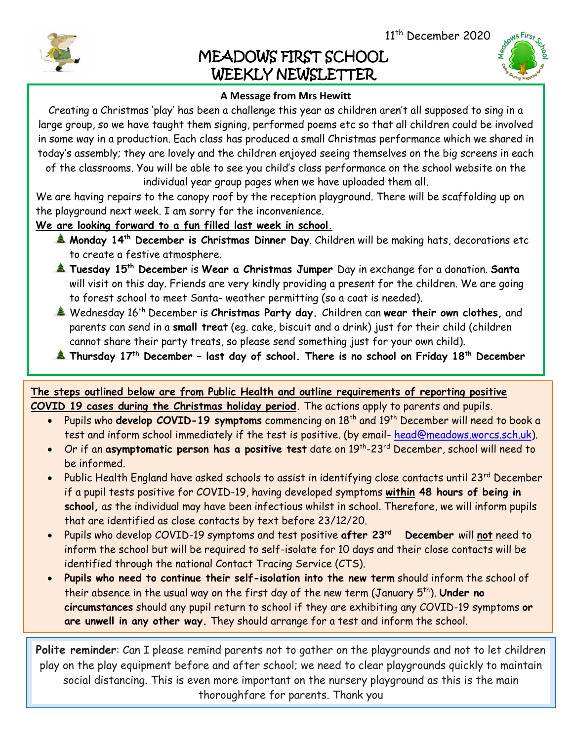11th December 2020

# MEADOWS FIRST SCHOOL WEEKLY NEWSLETTER

**A Message from Mrs Hewitt**

Creating a Christmas 'play' has been a challenge this year as children aren't all supposed to sing in a large group, so we have taught them signing, performed poems etc so that all children could be involved in some way in a production. Each class has produced a small Christmas performance which we shared in today's assembly; they are lovely and the children enjoyed seeing themselves on the big screens in each of the classrooms. You will be able to see you child's class performance on the school website on the individual year group pages when we have uploaded them all.

We are having repairs to the canopy roof by the reception playground. There will be scaffolding up on the playground next week. I am sorry for the inconvenience.

**We are looking forward to a fun filled last week in school.**

- **Monday 14th December is Christmas Dinner Day**. Children will be making hats, decorations etc to create a festive atmosphere.
- **Tuesday 15th December** is **Wear a Christmas Jumper** Day in exchange for a donation. **Santa** will visit on this day. Friends are very kindly providing a present for the children. We are going to forest school to meet Santa- weather permitting (so a coat is needed).
- Wednesday 16th December is **Christmas Party day.** Children can **wear their own clothes,** and parents can send in a **small treat** (eg. cake, biscuit and a drink) just for their child (children cannot share their party treats, so please send something just for your own child).
- **Thursday 17th December – last day of school. There is no school on Friday 18th December**

**The steps outlined below are from Public Health and outline requirements of reporting positive COVID 19 cases during the Christmas holiday period.** The actions apply to parents and pupils.

- Pupils who **develop COVID-19 symptoms** commencing on 18th and 19th December will need to book a test and inform school immediately if the test is positive. (by email- head@meadows.worcs.sch.uk).
- Or if an **asymptomatic person has a positive test** date on 19th-23rd December, school will need to be informed.
- Public Health England have asked schools to assist in identifying close contacts until 23rd December if a pupil tests positive for COVID-19, having developed symptoms **within 48 hours of being in school,** as the individual may have been infectious whilst in school. Therefore, we will inform pupils that are identified as close contacts by text before 23/12/20.
- Pupils who develop COVID-19 symptoms and test positive **after 23rd December** will **not** need to inform the school but will be required to self-isolate for 10 days and their close contacts will be identified through the national Contact Tracing Service (CTS).
- **Pupils who need to continue their self-isolation into the new term** should inform the school of their absence in the usual way on the first day of the new term (January 5th). **Under no circumstances** should any pupil return to school if they are exhibiting any COVID-19 symptoms **or are unwell in any other way.** They should arrange for a test and inform the school.

**Polite reminder**: Can I please remind parents not to gather on the playgrounds and not to let children play on the play equipment before and after school; we need to clear playgrounds quickly to maintain social distancing. This is even more important on the nursery playground as this is the main thoroughfare for parents. Thank you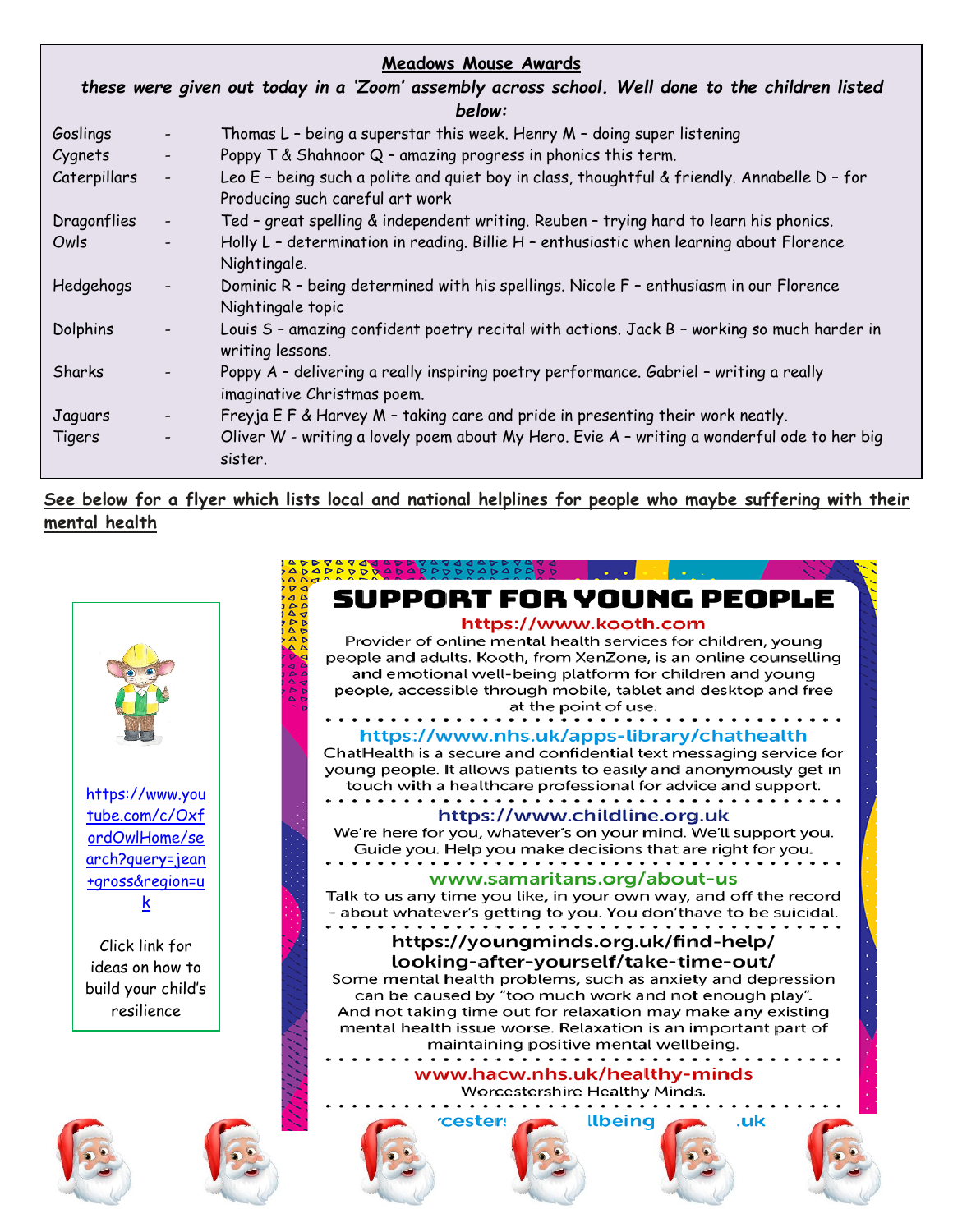## Meadows Mouse Awards

***these were given out today in a 'Zoom' assembly across school. Well done to the children listed below:***

| | | |
|---|---|---|
| Goslings | - | Thomas L – being a superstar this week. Henry M – doing super listening |
| Cygnets | - | Poppy T & Shahnoor Q – amazing progress in phonics this term. |
| Caterpillars | - | Leo E – being such a polite and quiet boy in class, thoughtful & friendly. Annabelle D – for Producing such careful art work |
| Dragonflies | - | Ted – great spelling & independent writing. Reuben – trying hard to learn his phonics. |
| Owls | - | Holly L – determination in reading. Billie H – enthusiastic when learning about Florence Nightingale. |
| Hedgehogs | - | Dominic R – being determined with his spellings. Nicole F – enthusiasm in our Florence Nightingale topic |
| Dolphins | - | Louis S – amazing confident poetry recital with actions. Jack B – working so much harder in writing lessons. |
| Sharks | - | Poppy A – delivering a really inspiring poetry performance. Gabriel – writing a really imaginative Christmas poem. |
| Jaguars | - | Freyja E F & Harvey M – taking care and pride in presenting their work neatly. |
| Tigers | - | Oliver W - writing a lovely poem about My Hero. Evie A – writing a wonderful ode to her big sister. |

**See below for a flyer which lists local and national helplines for people who maybe suffering with their mental health**

https://www.youtube.com/c/OxfordOwlHome/search?query=jean+gross&region=uk

Click link for ideas on how to build your child's resilience

# SUPPORT FOR YOUNG PEOPLE

https://www.kooth.com

Provider of online mental health services for children, young people and adults. Kooth, from XenZone, is an online counselling and emotional well-being platform for children and young people, accessible through mobile, tablet and desktop and free at the point of use.

https://www.nhs.uk/apps-library/chathealth

ChatHealth is a secure and confidential text messaging service for young people. It allows patients to easily and anonymously get in touch with a healthcare professional for advice and support.

https://www.childline.org.uk

We're here for you, whatever's on your mind. We'll support you. Guide you. Help you make decisions that are right for you.

www.samaritans.org/about-us

Talk to us any time you like, in your own way, and off the record - about whatever's getting to you. You don'thave to be suicidal.

https://youngminds.org.uk/find-help/looking-after-yourself/take-time-out/

Some mental health problems, such as anxiety and depression can be caused by "too much work and not enough play". And not taking time out for relaxation may make any existing mental health issue worse. Relaxation is an important part of maintaining positive mental wellbeing.

www.hacw.nhs.uk/healthy-minds

Worcestershire Healthy Minds.

...cester... ...llbeing ... .uk